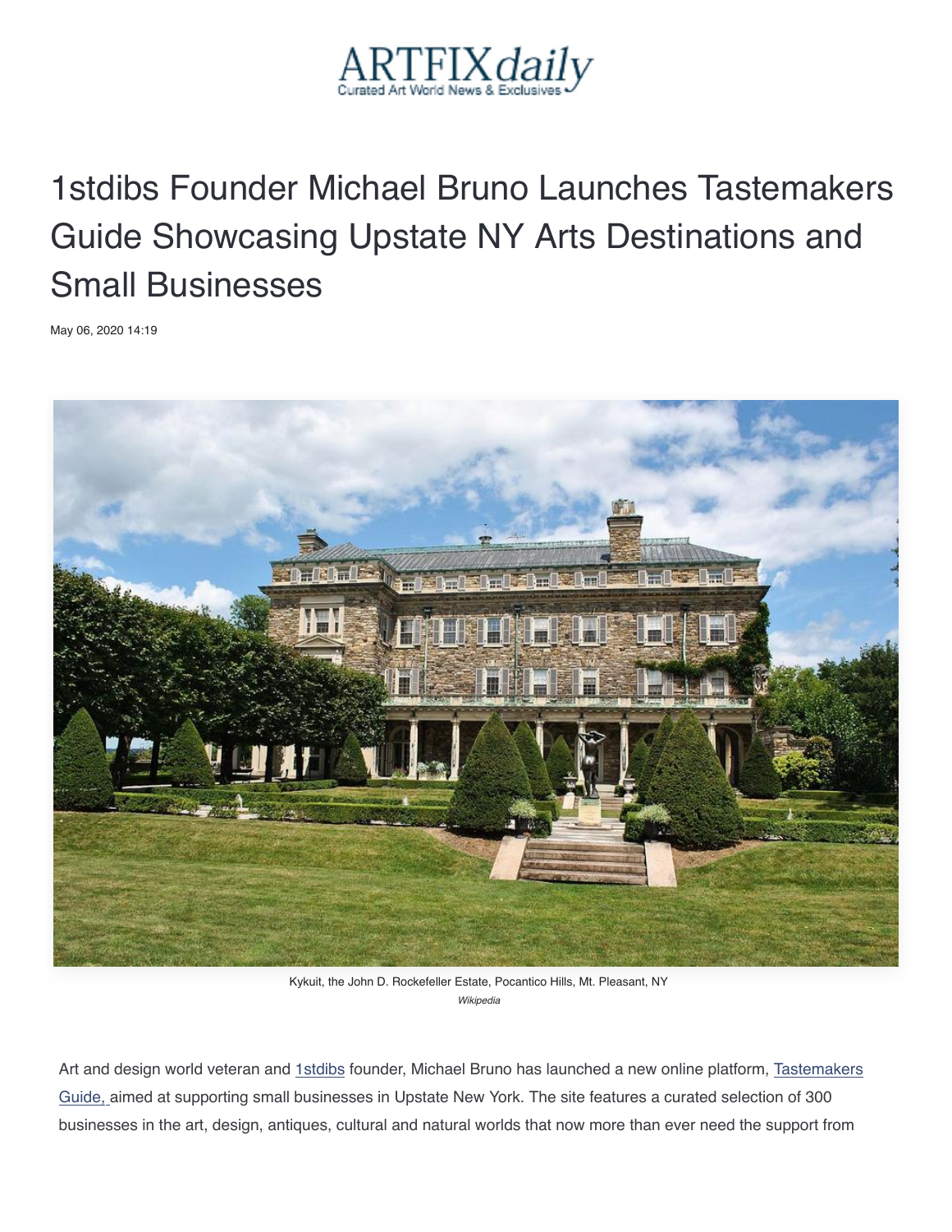ARTFIXdaily
Curated Art World News & Exclusives

# 1stdibs Founder Michael Bruno Launches Tastemakers Guide Showcasing Upstate NY Arts Destinations and Small Businesses

May 06, 2020 14:19

Kykuit, the John D. Rockefeller Estate, Pocantico Hills, Mt. Pleasant, NY
*Wikipedia*

Art and design world veteran and 1stdibs founder, Michael Bruno has launched a new online platform, Tastemakers Guide, aimed at supporting small businesses in Upstate New York. The site features a curated selection of 300 businesses in the art, design, antiques, cultural and natural worlds that now more than ever need the support from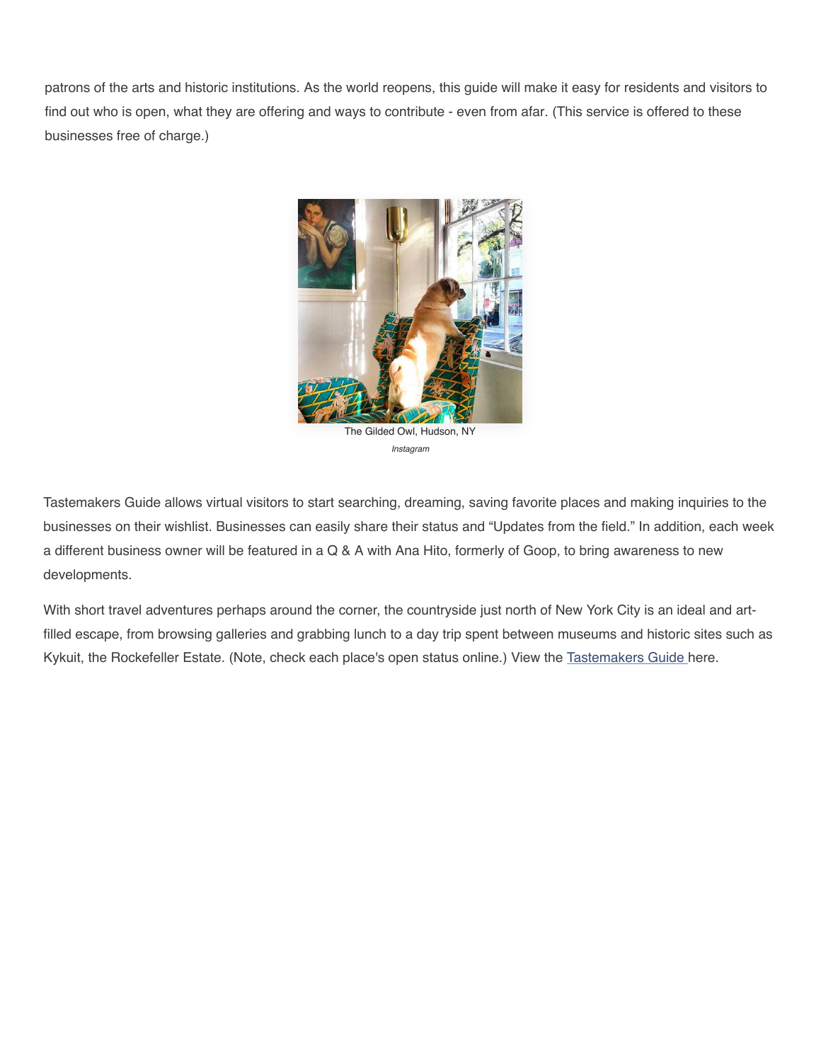patrons of the arts and historic institutions. As the world reopens, this guide will make it easy for residents and visitors to find out who is open, what they are offering and ways to contribute - even from afar. (This service is offered to these businesses free of charge.)

The Gilded Owl, Hudson, NY

*Instagram*

Tastemakers Guide allows virtual visitors to start searching, dreaming, saving favorite places and making inquiries to the businesses on their wishlist. Businesses can easily share their status and "Updates from the field." In addition, each week a different business owner will be featured in a Q & A with Ana Hito, formerly of Goop, to bring awareness to new developments.

With short travel adventures perhaps around the corner, the countryside just north of New York City is an ideal and art-filled escape, from browsing galleries and grabbing lunch to a day trip spent between museums and historic sites such as Kykuit, the Rockefeller Estate. (Note, check each place's open status online.) View the Tastemakers Guide here.